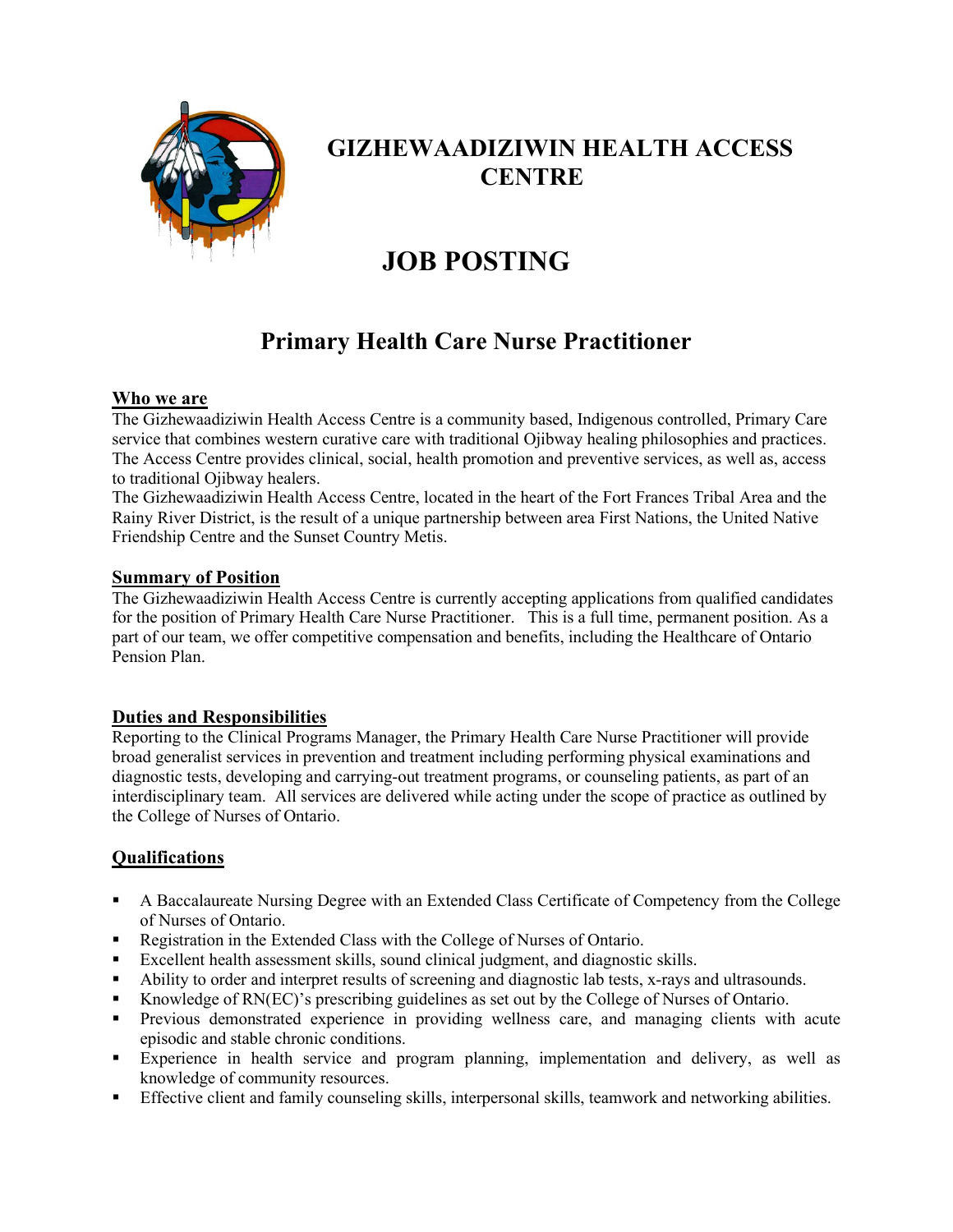# GIZHEWAADIZIWIN HEALTH ACCESS CENTRE

# JOB POSTING

## Primary Health Care Nurse Practitioner

### Who we are

The Gizhewaadiziwin Health Access Centre is a community based, Indigenous controlled, Primary Care service that combines western curative care with traditional Ojibway healing philosophies and practices. The Access Centre provides clinical, social, health promotion and preventive services, as well as, access to traditional Ojibway healers.

The Gizhewaadiziwin Health Access Centre, located in the heart of the Fort Frances Tribal Area and the Rainy River District, is the result of a unique partnership between area First Nations, the United Native Friendship Centre and the Sunset Country Metis.

### Summary of Position

The Gizhewaadiziwin Health Access Centre is currently accepting applications from qualified candidates for the position of Primary Health Care Nurse Practitioner. This is a full time, permanent position. As a part of our team, we offer competitive compensation and benefits, including the Healthcare of Ontario Pension Plan.

### Duties and Responsibilities

Reporting to the Clinical Programs Manager, the Primary Health Care Nurse Practitioner will provide broad generalist services in prevention and treatment including performing physical examinations and diagnostic tests, developing and carrying-out treatment programs, or counseling patients, as part of an interdisciplinary team. All services are delivered while acting under the scope of practice as outlined by the College of Nurses of Ontario.

### Qualifications

- A Baccalaureate Nursing Degree with an Extended Class Certificate of Competency from the College of Nurses of Ontario.
- Registration in the Extended Class with the College of Nurses of Ontario.
- Excellent health assessment skills, sound clinical judgment, and diagnostic skills.
- Ability to order and interpret results of screening and diagnostic lab tests, x-rays and ultrasounds.
- Knowledge of RN(EC)'s prescribing guidelines as set out by the College of Nurses of Ontario.
- Previous demonstrated experience in providing wellness care, and managing clients with acute episodic and stable chronic conditions.
- Experience in health service and program planning, implementation and delivery, as well as knowledge of community resources.
- Effective client and family counseling skills, interpersonal skills, teamwork and networking abilities.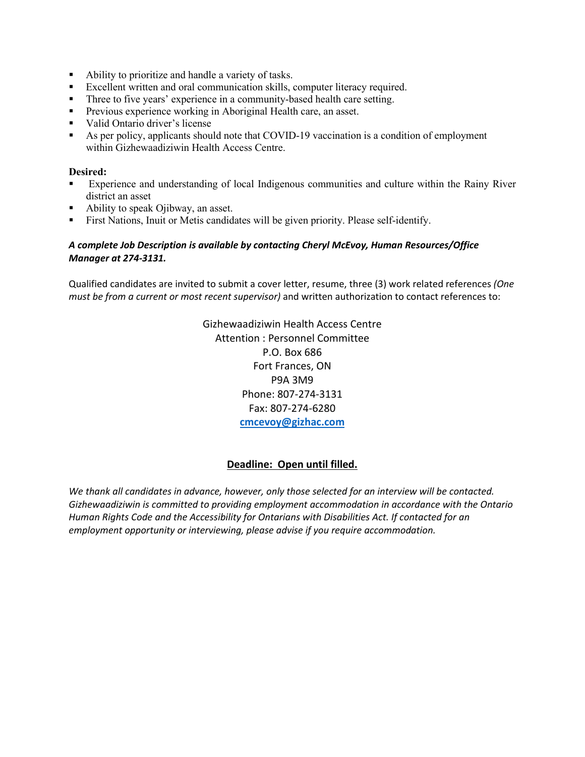- Ability to prioritize and handle a variety of tasks.
- Excellent written and oral communication skills, computer literacy required.
- Three to five years' experience in a community-based health care setting.
- Previous experience working in Aboriginal Health care, an asset.
- Valid Ontario driver's license
- As per policy, applicants should note that COVID-19 vaccination is a condition of employment within Gizhewaadiziwin Health Access Centre.

**Desired:**

- Experience and understanding of local Indigenous communities and culture within the Rainy River district an asset
- Ability to speak Ojibway, an asset.
- First Nations, Inuit or Metis candidates will be given priority. Please self-identify.

***A complete Job Description is available by contacting Cheryl McEvoy, Human Resources/Office Manager at 274-3131.***

Qualified candidates are invited to submit a cover letter, resume, three (3) work related references *(One must be from a current or most recent supervisor)* and written authorization to contact references to:

Gizhewaadiziwin Health Access Centre
Attention : Personnel Committee
P.O. Box 686
Fort Frances, ON
P9A 3M9
Phone: 807-274-3131
Fax: 807-274-6280
**cmcevoy@gizhac.com**

**Deadline: Open until filled.**

*We thank all candidates in advance, however, only those selected for an interview will be contacted. Gizhewaadiziwin is committed to providing employment accommodation in accordance with the Ontario Human Rights Code and the Accessibility for Ontarians with Disabilities Act. If contacted for an employment opportunity or interviewing, please advise if you require accommodation.*